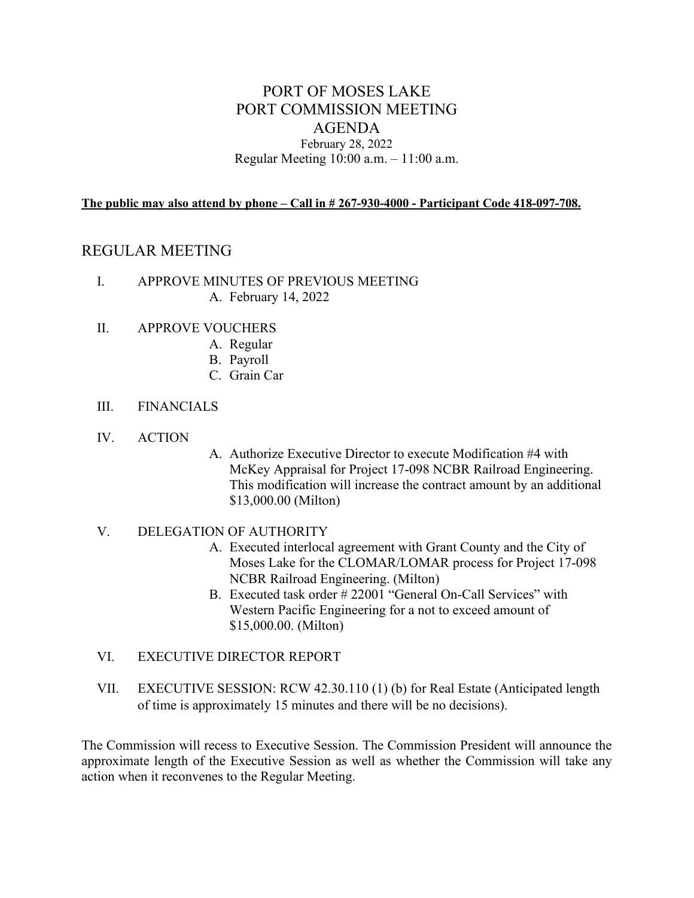# PORT OF MOSES LAKE
# PORT COMMISSION MEETING
# AGENDA

February 28, 2022

Regular Meeting 10:00 a.m. – 11:00 a.m.

**The public may also attend by phone – Call in # 267-930-4000 - Participant Code 418-097-708.**

## REGULAR MEETING

I. APPROVE MINUTES OF PREVIOUS MEETING
   A. February 14, 2022

II. APPROVE VOUCHERS
   A. Regular
   B. Payroll
   C. Grain Car

III. FINANCIALS

IV. ACTION
   A. Authorize Executive Director to execute Modification #4 with McKey Appraisal for Project 17-098 NCBR Railroad Engineering. This modification will increase the contract amount by an additional $13,000.00 (Milton)

V. DELEGATION OF AUTHORITY
   A. Executed interlocal agreement with Grant County and the City of Moses Lake for the CLOMAR/LOMAR process for Project 17-098 NCBR Railroad Engineering. (Milton)
   B. Executed task order # 22001 "General On-Call Services" with Western Pacific Engineering for a not to exceed amount of $15,000.00. (Milton)

VI. EXECUTIVE DIRECTOR REPORT

VII. EXECUTIVE SESSION: RCW 42.30.110 (1) (b) for Real Estate (Anticipated length of time is approximately 15 minutes and there will be no decisions).

The Commission will recess to Executive Session. The Commission President will announce the approximate length of the Executive Session as well as whether the Commission will take any action when it reconvenes to the Regular Meeting.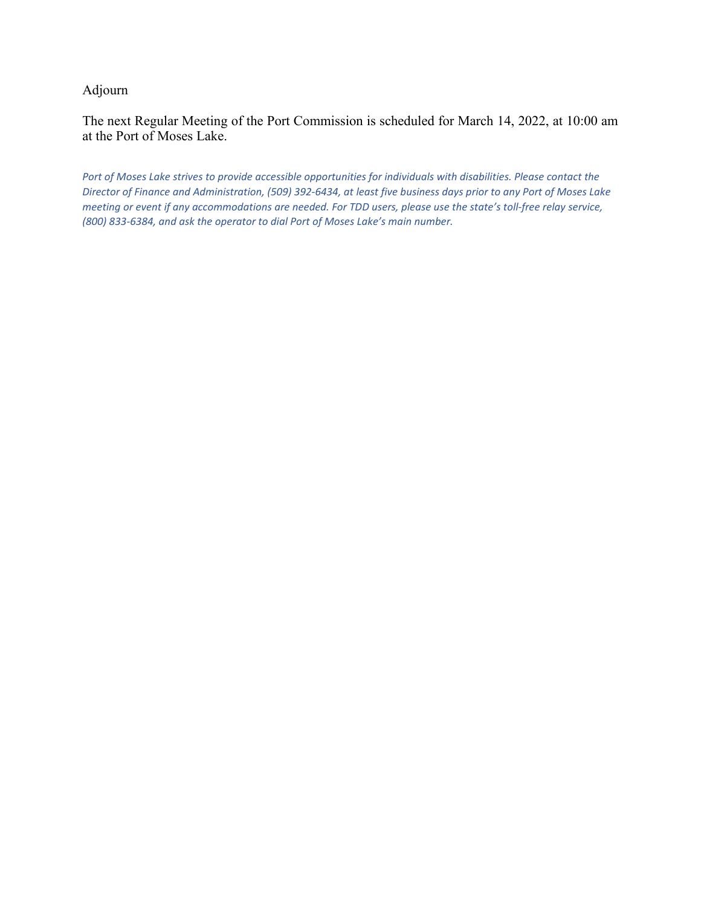Adjourn

The next Regular Meeting of the Port Commission is scheduled for March 14, 2022, at 10:00 am at the Port of Moses Lake.

*Port of Moses Lake strives to provide accessible opportunities for individuals with disabilities. Please contact the Director of Finance and Administration, (509) 392-6434, at least five business days prior to any Port of Moses Lake meeting or event if any accommodations are needed. For TDD users, please use the state's toll-free relay service, (800) 833-6384, and ask the operator to dial Port of Moses Lake's main number.*